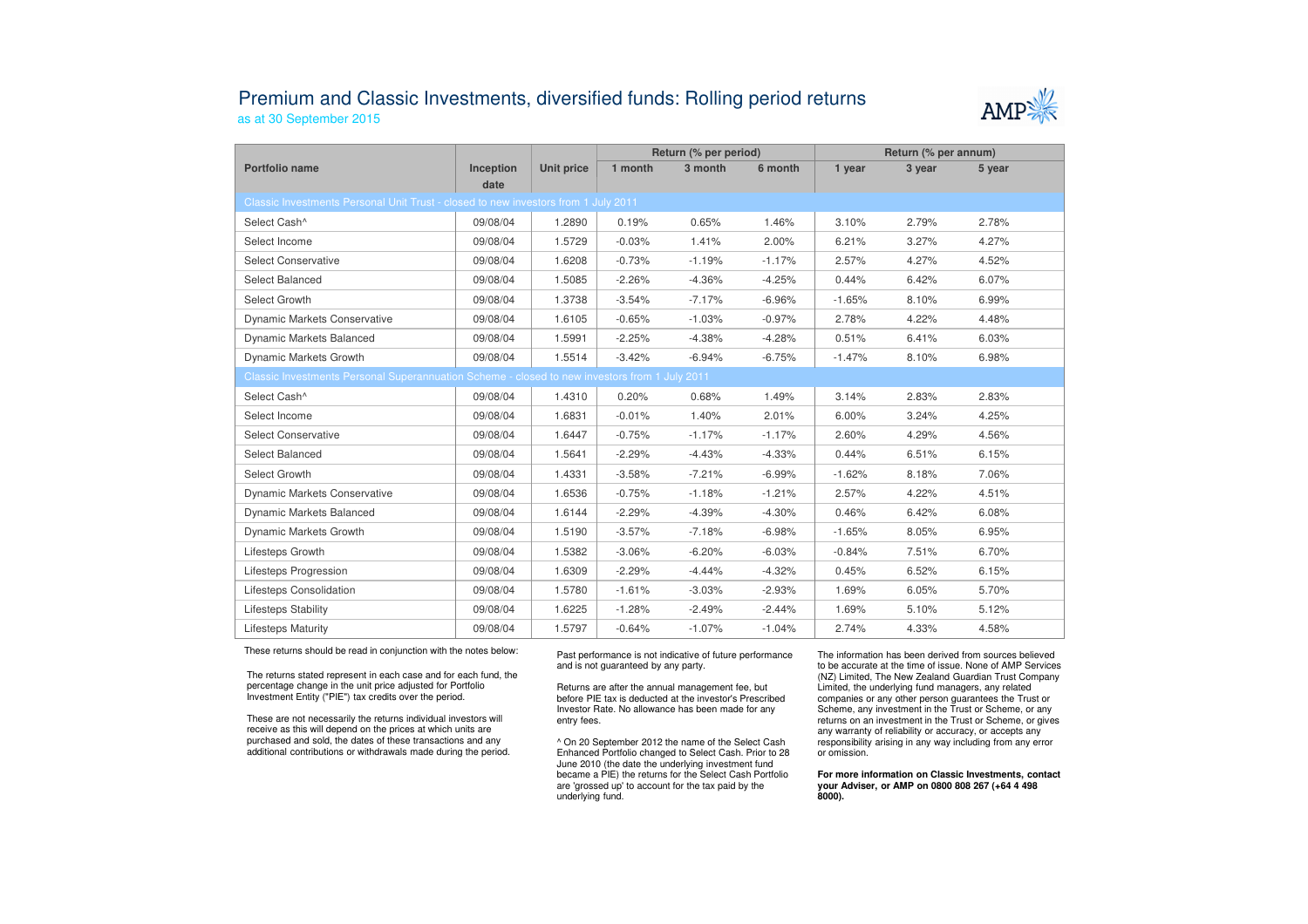# Premium and Classic Investments, diversified funds: Rolling period returns

as at 30 September 2015

| Portfolio name | Inception date | Unit price | Return (% per period) | | | Return (% per annum) | | |
|---|---|---|---|---|---|---|---|---|
| | | | 1 month | 3 month | 6 month | 1 year | 3 year | 5 year |
| **Classic Investments Personal Unit Trust - closed to new investors from 1 July 2011** | | | | | | | | |
| Select Cash^ | 09/08/04 | 1.2890 | 0.19% | 0.65% | 1.46% | 3.10% | 2.79% | 2.78% |
| Select Income | 09/08/04 | 1.5729 | -0.03% | 1.41% | 2.00% | 6.21% | 3.27% | 4.27% |
| Select Conservative | 09/08/04 | 1.6208 | -0.73% | -1.19% | -1.17% | 2.57% | 4.27% | 4.52% |
| Select Balanced | 09/08/04 | 1.5085 | -2.26% | -4.36% | -4.25% | 0.44% | 6.42% | 6.07% |
| Select Growth | 09/08/04 | 1.3738 | -3.54% | -7.17% | -6.96% | -1.65% | 8.10% | 6.99% |
| Dynamic Markets Conservative | 09/08/04 | 1.6105 | -0.65% | -1.03% | -0.97% | 2.78% | 4.22% | 4.48% |
| Dynamic Markets Balanced | 09/08/04 | 1.5991 | -2.25% | -4.38% | -4.28% | 0.51% | 6.41% | 6.03% |
| Dynamic Markets Growth | 09/08/04 | 1.5514 | -3.42% | -6.94% | -6.75% | -1.47% | 8.10% | 6.98% |
| **Classic Investments Personal Superannuation Scheme - closed to new investors from 1 July 2011** | | | | | | | | |
| Select Cash^ | 09/08/04 | 1.4310 | 0.20% | 0.68% | 1.49% | 3.14% | 2.83% | 2.83% |
| Select Income | 09/08/04 | 1.6831 | -0.01% | 1.40% | 2.01% | 6.00% | 3.24% | 4.25% |
| Select Conservative | 09/08/04 | 1.6447 | -0.75% | -1.17% | -1.17% | 2.60% | 4.29% | 4.56% |
| Select Balanced | 09/08/04 | 1.5641 | -2.29% | -4.43% | -4.33% | 0.44% | 6.51% | 6.15% |
| Select Growth | 09/08/04 | 1.4331 | -3.58% | -7.21% | -6.99% | -1.62% | 8.18% | 7.06% |
| Dynamic Markets Conservative | 09/08/04 | 1.6536 | -0.75% | -1.18% | -1.21% | 2.57% | 4.22% | 4.51% |
| Dynamic Markets Balanced | 09/08/04 | 1.6144 | -2.29% | -4.39% | -4.30% | 0.46% | 6.42% | 6.08% |
| Dynamic Markets Growth | 09/08/04 | 1.5190 | -3.57% | -7.18% | -6.98% | -1.65% | 8.05% | 6.95% |
| Lifesteps Growth | 09/08/04 | 1.5382 | -3.06% | -6.20% | -6.03% | -0.84% | 7.51% | 6.70% |
| Lifesteps Progression | 09/08/04 | 1.6309 | -2.29% | -4.44% | -4.32% | 0.45% | 6.52% | 6.15% |
| Lifesteps Consolidation | 09/08/04 | 1.5780 | -1.61% | -3.03% | -2.93% | 1.69% | 6.05% | 5.70% |
| Lifesteps Stability | 09/08/04 | 1.6225 | -1.28% | -2.49% | -2.44% | 1.69% | 5.10% | 5.12% |
| Lifesteps Maturity | 09/08/04 | 1.5797 | -0.64% | -1.07% | -1.04% | 2.74% | 4.33% | 4.58% |

These returns should be read in conjunction with the notes below:

The returns stated represent in each case and for each fund, the percentage change in the unit price adjusted for Portfolio Investment Entity ("PIE") tax credits over the period.

These are not necessarily the returns individual investors will receive as this will depend on the prices at which units are purchased and sold, the dates of these transactions and any additional contributions or withdrawals made during the period.

Past performance is not indicative of future performance and is not guaranteed by any party.

Returns are after the annual management fee, but before PIE tax is deducted at the investor's Prescribed Investor Rate. No allowance has been made for any entry fees.

^ On 20 September 2012 the name of the Select Cash Enhanced Portfolio changed to Select Cash. Prior to 28 June 2010 (the date the underlying investment fund became a PIE) the returns for the Select Cash Portfolio are 'grossed up' to account for the tax paid by the underlying fund.

The information has been derived from sources believed to be accurate at the time of issue. None of AMP Services (NZ) Limited, The New Zealand Guardian Trust Company Limited, the underlying fund managers, any related companies or any other person guarantees the Trust or Scheme, any investment in the Trust or Scheme, or any returns on an investment in the Trust or Scheme, or gives any warranty of reliability or accuracy, or accepts any responsibility arising in any way including from any error or omission.

**For more information on Classic Investments, contact your Adviser, or AMP on 0800 808 267 (+64 4 498 8000).**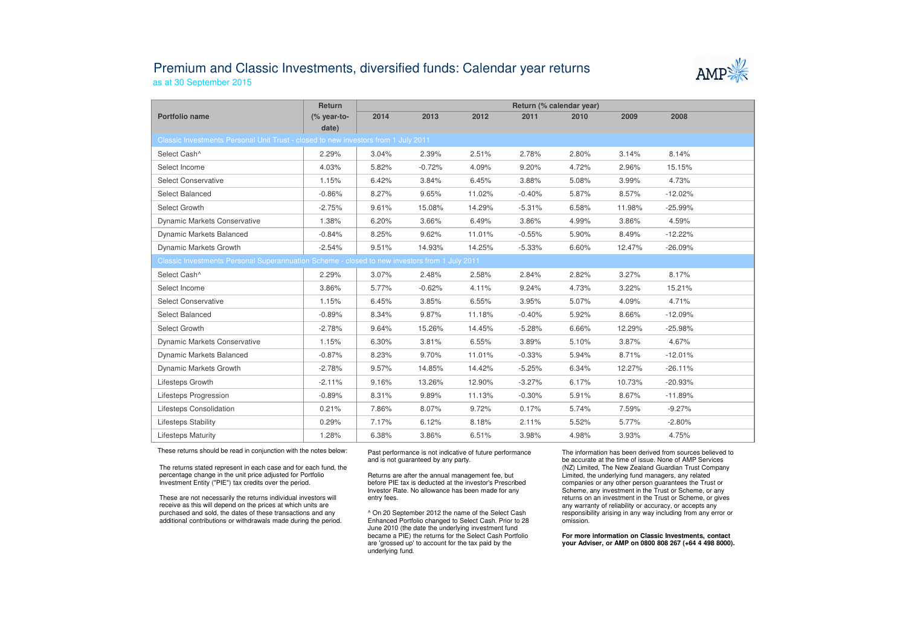# Premium and Classic Investments, diversified funds: Calendar year returns

as at 30 September 2015

AMP

| Portfolio name | Return (% year-to-date) | Return (% calendar year) | | | | | | |
|---|---|---|---|---|---|---|---|---|
| | | 2014 | 2013 | 2012 | 2011 | 2010 | 2009 | 2008 |
| **Classic Investments Personal Unit Trust - closed to new investors from 1 July 2011** | | | | | | | | |
| Select Cash^ | 2.29% | 3.04% | 2.39% | 2.51% | 2.78% | 2.80% | 3.14% | 8.14% |
| Select Income | 4.03% | 5.82% | -0.72% | 4.09% | 9.20% | 4.72% | 2.96% | 15.15% |
| Select Conservative | 1.15% | 6.42% | 3.84% | 6.45% | 3.88% | 5.08% | 3.99% | 4.73% |
| Select Balanced | -0.86% | 8.27% | 9.65% | 11.02% | -0.40% | 5.87% | 8.57% | -12.02% |
| Select Growth | -2.75% | 9.61% | 15.08% | 14.29% | -5.31% | 6.58% | 11.98% | -25.99% |
| Dynamic Markets Conservative | 1.38% | 6.20% | 3.66% | 6.49% | 3.86% | 4.99% | 3.86% | 4.59% |
| Dynamic Markets Balanced | -0.84% | 8.25% | 9.62% | 11.01% | -0.55% | 5.90% | 8.49% | -12.22% |
| Dynamic Markets Growth | -2.54% | 9.51% | 14.93% | 14.25% | -5.33% | 6.60% | 12.47% | -26.09% |
| **Classic Investments Personal Superannuation Scheme - closed to new investors from 1 July 2011** | | | | | | | | |
| Select Cash^ | 2.29% | 3.07% | 2.48% | 2.58% | 2.84% | 2.82% | 3.27% | 8.17% |
| Select Income | 3.86% | 5.77% | -0.62% | 4.11% | 9.24% | 4.73% | 3.22% | 15.21% |
| Select Conservative | 1.15% | 6.45% | 3.85% | 6.55% | 3.95% | 5.07% | 4.09% | 4.71% |
| Select Balanced | -0.89% | 8.34% | 9.87% | 11.18% | -0.40% | 5.92% | 8.66% | -12.09% |
| Select Growth | -2.78% | 9.64% | 15.26% | 14.45% | -5.28% | 6.66% | 12.29% | -25.98% |
| Dynamic Markets Conservative | 1.15% | 6.30% | 3.81% | 6.55% | 3.89% | 5.10% | 3.87% | 4.67% |
| Dynamic Markets Balanced | -0.87% | 8.23% | 9.70% | 11.01% | -0.33% | 5.94% | 8.71% | -12.01% |
| Dynamic Markets Growth | -2.78% | 9.57% | 14.85% | 14.42% | -5.25% | 6.34% | 12.27% | -26.11% |
| Lifesteps Growth | -2.11% | 9.16% | 13.26% | 12.90% | -3.27% | 6.17% | 10.73% | -20.93% |
| Lifesteps Progression | -0.89% | 8.31% | 9.89% | 11.13% | -0.30% | 5.91% | 8.67% | -11.89% |
| Lifesteps Consolidation | 0.21% | 7.86% | 8.07% | 9.72% | 0.17% | 5.74% | 7.59% | -9.27% |
| Lifesteps Stability | 0.29% | 7.17% | 6.12% | 8.18% | 2.11% | 5.52% | 5.77% | -2.80% |
| Lifesteps Maturity | 1.28% | 6.38% | 3.86% | 6.51% | 3.98% | 4.98% | 3.93% | 4.75% |

These returns should be read in conjunction with the notes below:

The returns stated represent in each case and for each fund, the percentage change in the unit price adjusted for Portfolio Investment Entity ("PIE") tax credits over the period.

These are not necessarily the returns individual investors will receive as this will depend on the prices at which units are purchased and sold, the dates of these transactions and any additional contributions or withdrawals made during the period.

Past performance is not indicative of future performance and is not guaranteed by any party.

Returns are after the annual management fee, but before PIE tax is deducted at the investor's Prescribed Investor Rate. No allowance has been made for any entry fees.

^ On 20 September 2012 the name of the Select Cash Enhanced Portfolio changed to Select Cash. Prior to 28 June 2010 (the date the underlying investment fund became a PIE) the returns for the Select Cash Portfolio are 'grossed up' to account for the tax paid by the underlying fund.

The information has been derived from sources believed to be accurate at the time of issue. None of AMP Services (NZ) Limited, The New Zealand Guardian Trust Company Limited, the underlying fund managers, any related companies or any other person guarantees the Trust or Scheme, any investment in the Trust or Scheme, or any returns on an investment in the Trust or Scheme, or gives any warranty of reliability or accuracy, or accepts any responsibility arising in any way including from any error or omission.

**For more information on Classic Investments, contact your Adviser, or AMP on 0800 808 267 (+64 4 498 8000).**